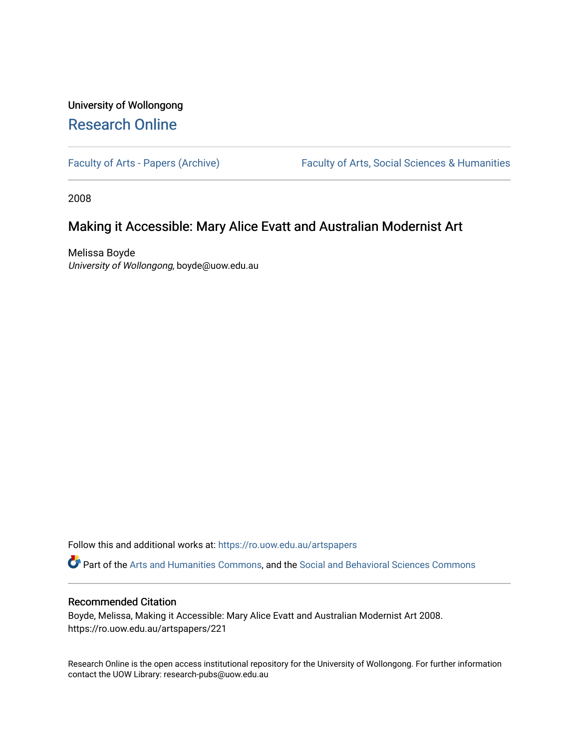University of Wollongong

# Research Online

Faculty of Arts - Papers (Archive) | Faculty of Arts, Social Sciences & Humanities

2008

## Making it Accessible: Mary Alice Evatt and Australian Modernist Art

Melissa Boyde
*University of Wollongong*, boyde@uow.edu.au

Follow this and additional works at: https://ro.uow.edu.au/artspapers

Part of the Arts and Humanities Commons, and the Social and Behavioral Sciences Commons

### Recommended Citation

Boyde, Melissa, Making it Accessible: Mary Alice Evatt and Australian Modernist Art 2008.
https://ro.uow.edu.au/artspapers/221

Research Online is the open access institutional repository for the University of Wollongong. For further information contact the UOW Library: research-pubs@uow.edu.au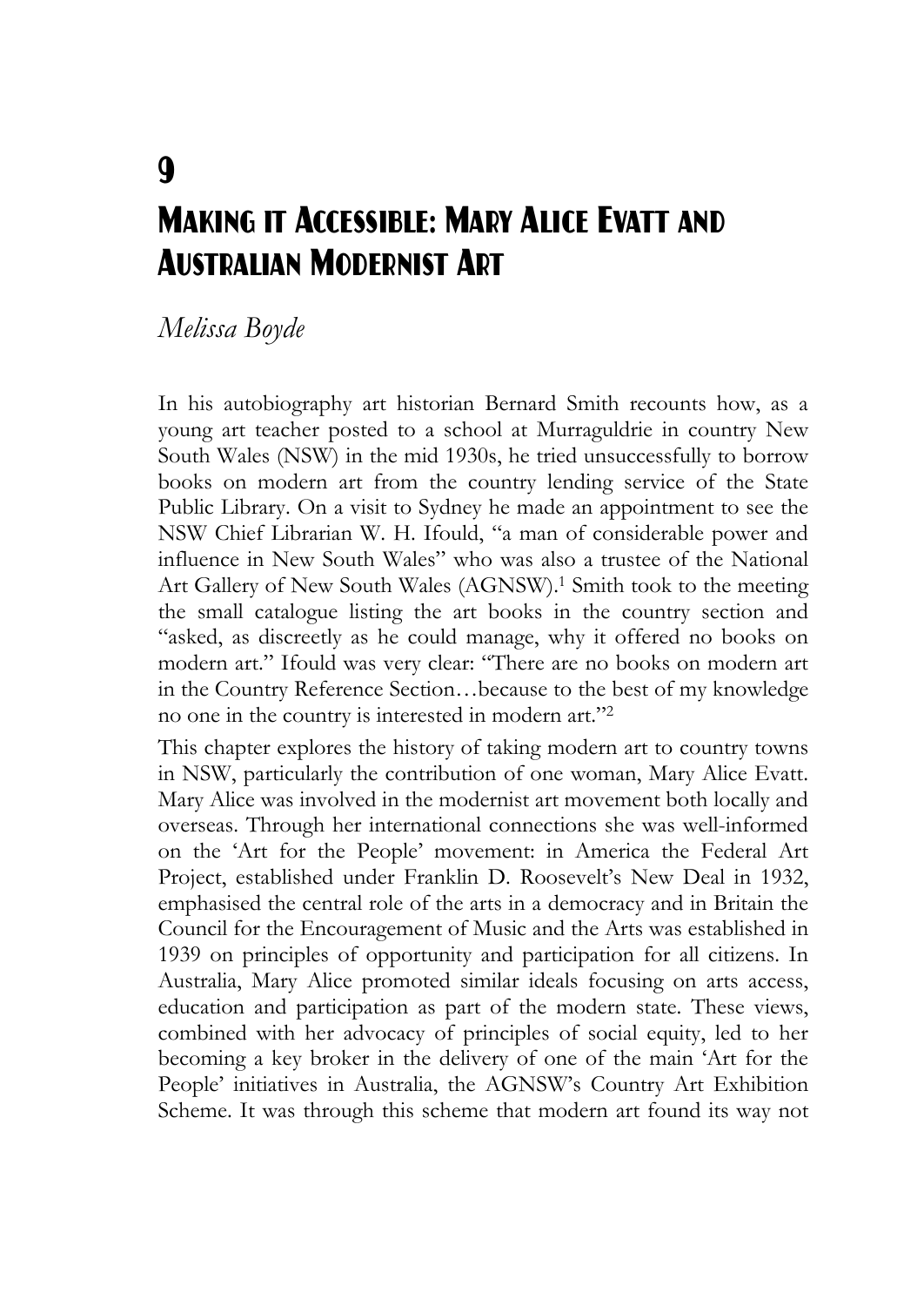# 9

# Making it Accessible: Mary Alice Evatt and Australian Modernist Art

*Melissa Boyde*

In his autobiography art historian Bernard Smith recounts how, as a young art teacher posted to a school at Murraguldrie in country New South Wales (NSW) in the mid 1930s, he tried unsuccessfully to borrow books on modern art from the country lending service of the State Public Library. On a visit to Sydney he made an appointment to see the NSW Chief Librarian W. H. Ifould, "a man of considerable power and influence in New South Wales" who was also a trustee of the National Art Gallery of New South Wales (AGNSW).[1] Smith took to the meeting the small catalogue listing the art books in the country section and "asked, as discreetly as he could manage, why it offered no books on modern art." Ifould was very clear: "There are no books on modern art in the Country Reference Section…because to the best of my knowledge no one in the country is interested in modern art."[2]

This chapter explores the history of taking modern art to country towns in NSW, particularly the contribution of one woman, Mary Alice Evatt. Mary Alice was involved in the modernist art movement both locally and overseas. Through her international connections she was well-informed on the 'Art for the People' movement: in America the Federal Art Project, established under Franklin D. Roosevelt's New Deal in 1932, emphasised the central role of the arts in a democracy and in Britain the Council for the Encouragement of Music and the Arts was established in 1939 on principles of opportunity and participation for all citizens. In Australia, Mary Alice promoted similar ideals focusing on arts access, education and participation as part of the modern state. These views, combined with her advocacy of principles of social equity, led to her becoming a key broker in the delivery of one of the main 'Art for the People' initiatives in Australia, the AGNSW's Country Art Exhibition Scheme. It was through this scheme that modern art found its way not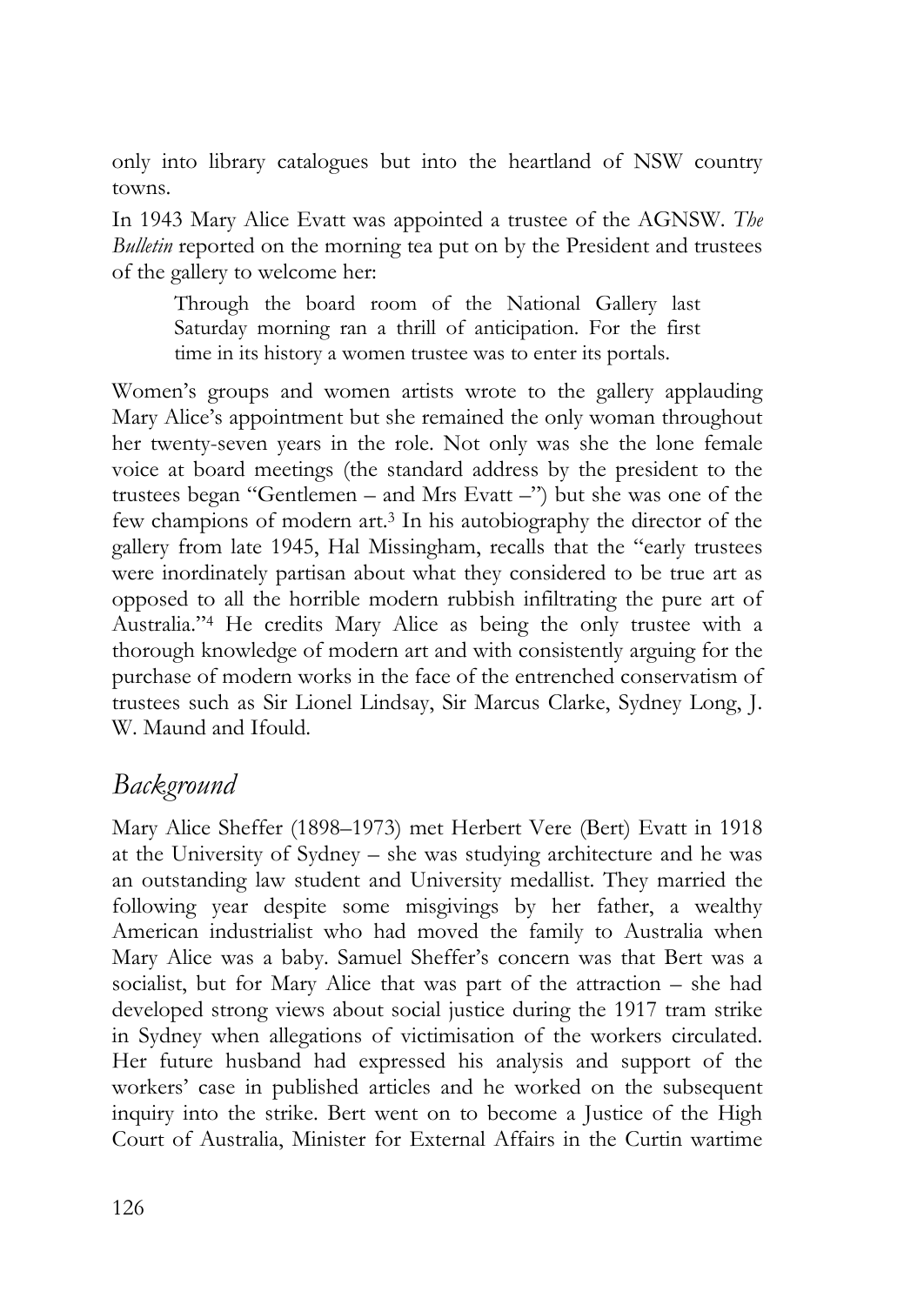only into library catalogues but into the heartland of NSW country towns.

In 1943 Mary Alice Evatt was appointed a trustee of the AGNSW. *The Bulletin* reported on the morning tea put on by the President and trustees of the gallery to welcome her:

> Through the board room of the National Gallery last Saturday morning ran a thrill of anticipation. For the first time in its history a women trustee was to enter its portals.

Women's groups and women artists wrote to the gallery applauding Mary Alice's appointment but she remained the only woman throughout her twenty-seven years in the role. Not only was she the lone female voice at board meetings (the standard address by the president to the trustees began "Gentlemen – and Mrs Evatt –") but she was one of the few champions of modern art.[3] In his autobiography the director of the gallery from late 1945, Hal Missingham, recalls that the "early trustees were inordinately partisan about what they considered to be true art as opposed to all the horrible modern rubbish infiltrating the pure art of Australia."[4] He credits Mary Alice as being the only trustee with a thorough knowledge of modern art and with consistently arguing for the purchase of modern works in the face of the entrenched conservatism of trustees such as Sir Lionel Lindsay, Sir Marcus Clarke, Sydney Long, J. W. Maund and Ifould.

## *Background*

Mary Alice Sheffer (1898–1973) met Herbert Vere (Bert) Evatt in 1918 at the University of Sydney – she was studying architecture and he was an outstanding law student and University medallist. They married the following year despite some misgivings by her father, a wealthy American industrialist who had moved the family to Australia when Mary Alice was a baby. Samuel Sheffer's concern was that Bert was a socialist, but for Mary Alice that was part of the attraction – she had developed strong views about social justice during the 1917 tram strike in Sydney when allegations of victimisation of the workers circulated. Her future husband had expressed his analysis and support of the workers' case in published articles and he worked on the subsequent inquiry into the strike. Bert went on to become a Justice of the High Court of Australia, Minister for External Affairs in the Curtin wartime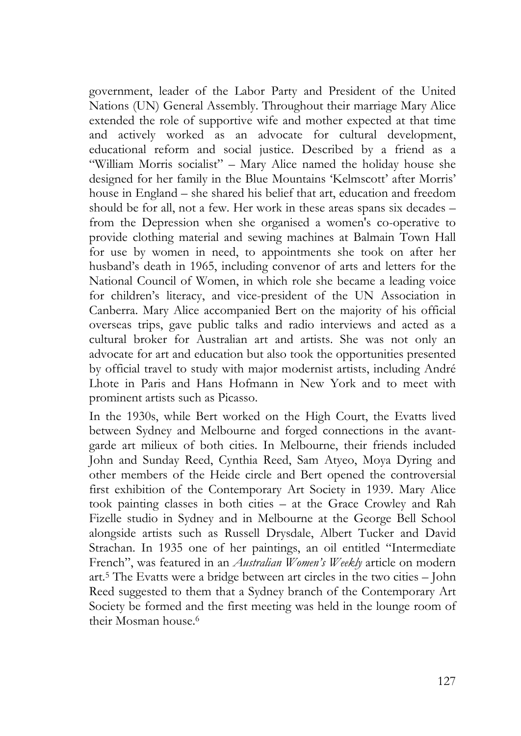government, leader of the Labor Party and President of the United Nations (UN) General Assembly. Throughout their marriage Mary Alice extended the role of supportive wife and mother expected at that time and actively worked as an advocate for cultural development, educational reform and social justice. Described by a friend as a "William Morris socialist" – Mary Alice named the holiday house she designed for her family in the Blue Mountains 'Kelmscott' after Morris' house in England – she shared his belief that art, education and freedom should be for all, not a few. Her work in these areas spans six decades – from the Depression when she organised a women's co-operative to provide clothing material and sewing machines at Balmain Town Hall for use by women in need, to appointments she took on after her husband's death in 1965, including convenor of arts and letters for the National Council of Women, in which role she became a leading voice for children's literacy, and vice-president of the UN Association in Canberra. Mary Alice accompanied Bert on the majority of his official overseas trips, gave public talks and radio interviews and acted as a cultural broker for Australian art and artists. She was not only an advocate for art and education but also took the opportunities presented by official travel to study with major modernist artists, including André Lhote in Paris and Hans Hofmann in New York and to meet with prominent artists such as Picasso.

In the 1930s, while Bert worked on the High Court, the Evatts lived between Sydney and Melbourne and forged connections in the avant-garde art milieux of both cities. In Melbourne, their friends included John and Sunday Reed, Cynthia Reed, Sam Atyeo, Moya Dyring and other members of the Heide circle and Bert opened the controversial first exhibition of the Contemporary Art Society in 1939. Mary Alice took painting classes in both cities – at the Grace Crowley and Rah Fizelle studio in Sydney and in Melbourne at the George Bell School alongside artists such as Russell Drysdale, Albert Tucker and David Strachan. In 1935 one of her paintings, an oil entitled "Intermediate French", was featured in an *Australian Women's Weekly* article on modern art.[5] The Evatts were a bridge between art circles in the two cities – John Reed suggested to them that a Sydney branch of the Contemporary Art Society be formed and the first meeting was held in the lounge room of their Mosman house.[6]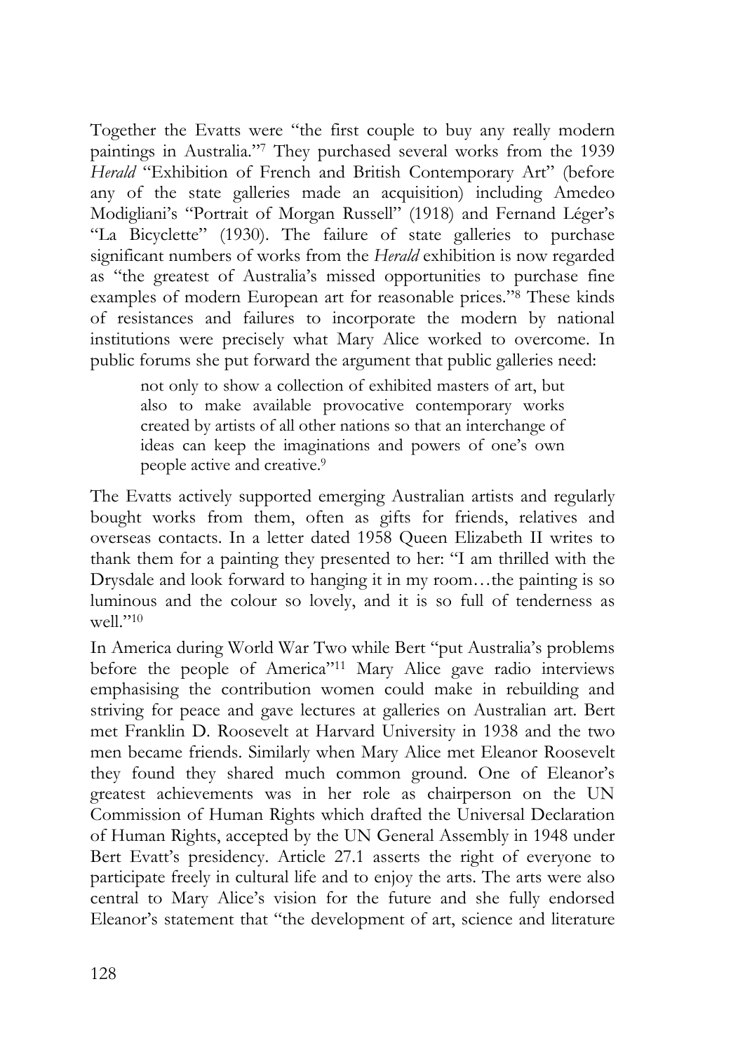Together the Evatts were "the first couple to buy any really modern paintings in Australia."[7] They purchased several works from the 1939 *Herald* "Exhibition of French and British Contemporary Art" (before any of the state galleries made an acquisition) including Amedeo Modigliani's "Portrait of Morgan Russell" (1918) and Fernand Léger's "La Bicyclette" (1930). The failure of state galleries to purchase significant numbers of works from the *Herald* exhibition is now regarded as "the greatest of Australia's missed opportunities to purchase fine examples of modern European art for reasonable prices."[8] These kinds of resistances and failures to incorporate the modern by national institutions were precisely what Mary Alice worked to overcome. In public forums she put forward the argument that public galleries need:

> not only to show a collection of exhibited masters of art, but also to make available provocative contemporary works created by artists of all other nations so that an interchange of ideas can keep the imaginations and powers of one's own people active and creative.[9]

The Evatts actively supported emerging Australian artists and regularly bought works from them, often as gifts for friends, relatives and overseas contacts. In a letter dated 1958 Queen Elizabeth II writes to thank them for a painting they presented to her: "I am thrilled with the Drysdale and look forward to hanging it in my room…the painting is so luminous and the colour so lovely, and it is so full of tenderness as well."[10]

In America during World War Two while Bert "put Australia's problems before the people of America"[11] Mary Alice gave radio interviews emphasising the contribution women could make in rebuilding and striving for peace and gave lectures at galleries on Australian art. Bert met Franklin D. Roosevelt at Harvard University in 1938 and the two men became friends. Similarly when Mary Alice met Eleanor Roosevelt they found they shared much common ground. One of Eleanor's greatest achievements was in her role as chairperson on the UN Commission of Human Rights which drafted the Universal Declaration of Human Rights, accepted by the UN General Assembly in 1948 under Bert Evatt's presidency. Article 27.1 asserts the right of everyone to participate freely in cultural life and to enjoy the arts. The arts were also central to Mary Alice's vision for the future and she fully endorsed Eleanor's statement that "the development of art, science and literature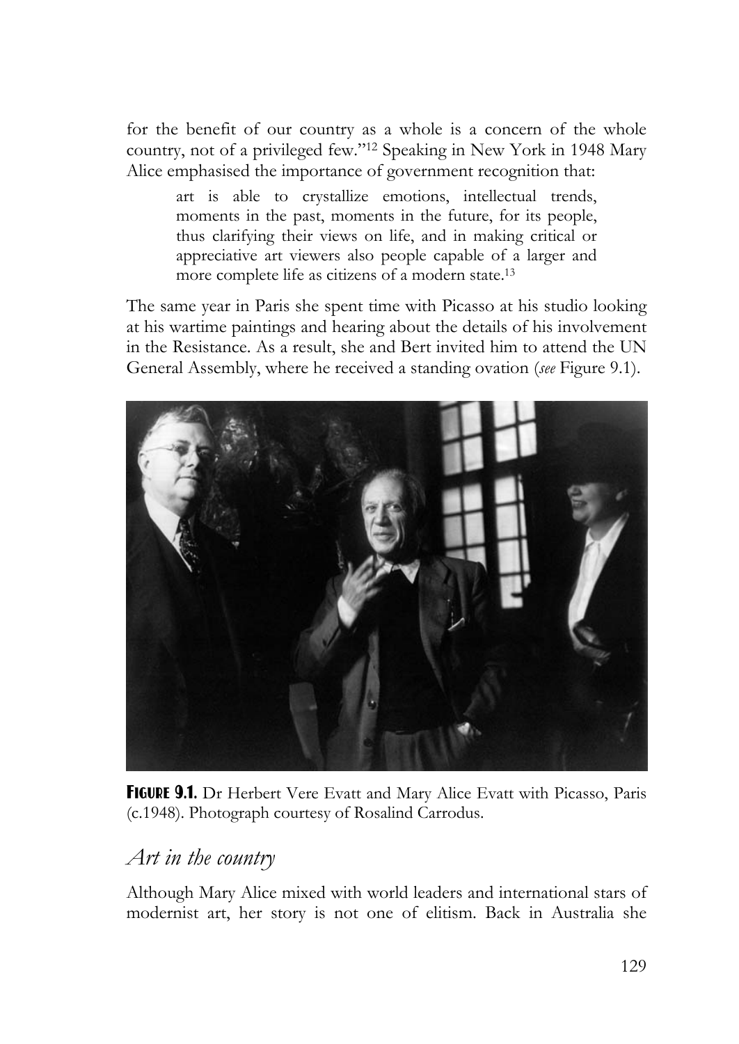for the benefit of our country as a whole is a concern of the whole country, not of a privileged few."[12] Speaking in New York in 1948 Mary Alice emphasised the importance of government recognition that:

> art is able to crystallize emotions, intellectual trends, moments in the past, moments in the future, for its people, thus clarifying their views on life, and in making critical or appreciative art viewers also people capable of a larger and more complete life as citizens of a modern state.[13]

The same year in Paris she spent time with Picasso at his studio looking at his wartime paintings and hearing about the details of his involvement in the Resistance. As a result, she and Bert invited him to attend the UN General Assembly, where he received a standing ovation (*see* Figure 9.1).

**FIGURE 9.1.** Dr Herbert Vere Evatt and Mary Alice Evatt with Picasso, Paris (c.1948). Photograph courtesy of Rosalind Carrodus.

## *Art in the country*

Although Mary Alice mixed with world leaders and international stars of modernist art, her story is not one of elitism. Back in Australia she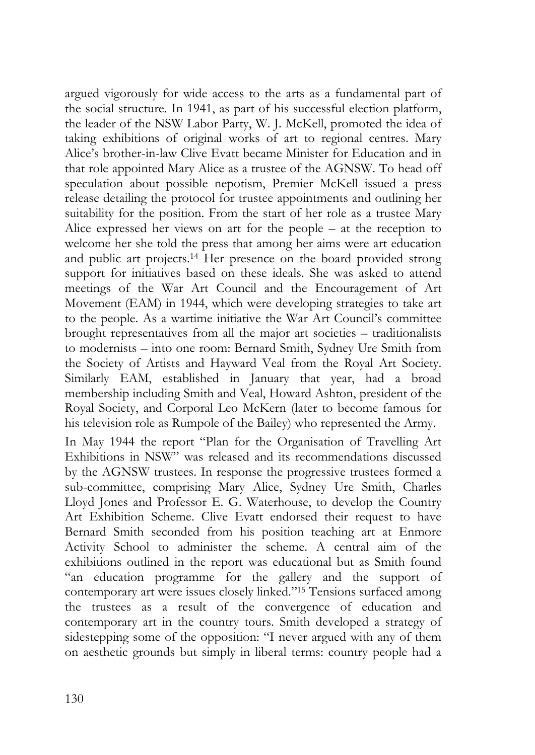argued vigorously for wide access to the arts as a fundamental part of the social structure. In 1941, as part of his successful election platform, the leader of the NSW Labor Party, W. J. McKell, promoted the idea of taking exhibitions of original works of art to regional centres. Mary Alice's brother-in-law Clive Evatt became Minister for Education and in that role appointed Mary Alice as a trustee of the AGNSW. To head off speculation about possible nepotism, Premier McKell issued a press release detailing the protocol for trustee appointments and outlining her suitability for the position. From the start of her role as a trustee Mary Alice expressed her views on art for the people – at the reception to welcome her she told the press that among her aims were art education and public art projects.[14] Her presence on the board provided strong support for initiatives based on these ideals. She was asked to attend meetings of the War Art Council and the Encouragement of Art Movement (EAM) in 1944, which were developing strategies to take art to the people. As a wartime initiative the War Art Council's committee brought representatives from all the major art societies – traditionalists to modernists – into one room: Bernard Smith, Sydney Ure Smith from the Society of Artists and Hayward Veal from the Royal Art Society. Similarly EAM, established in January that year, had a broad membership including Smith and Veal, Howard Ashton, president of the Royal Society, and Corporal Leo McKern (later to become famous for his television role as Rumpole of the Bailey) who represented the Army.

In May 1944 the report "Plan for the Organisation of Travelling Art Exhibitions in NSW" was released and its recommendations discussed by the AGNSW trustees. In response the progressive trustees formed a sub-committee, comprising Mary Alice, Sydney Ure Smith, Charles Lloyd Jones and Professor E. G. Waterhouse, to develop the Country Art Exhibition Scheme. Clive Evatt endorsed their request to have Bernard Smith seconded from his position teaching art at Enmore Activity School to administer the scheme. A central aim of the exhibitions outlined in the report was educational but as Smith found "an education programme for the gallery and the support of contemporary art were issues closely linked."[15] Tensions surfaced among the trustees as a result of the convergence of education and contemporary art in the country tours. Smith developed a strategy of sidestepping some of the opposition: "I never argued with any of them on aesthetic grounds but simply in liberal terms: country people had a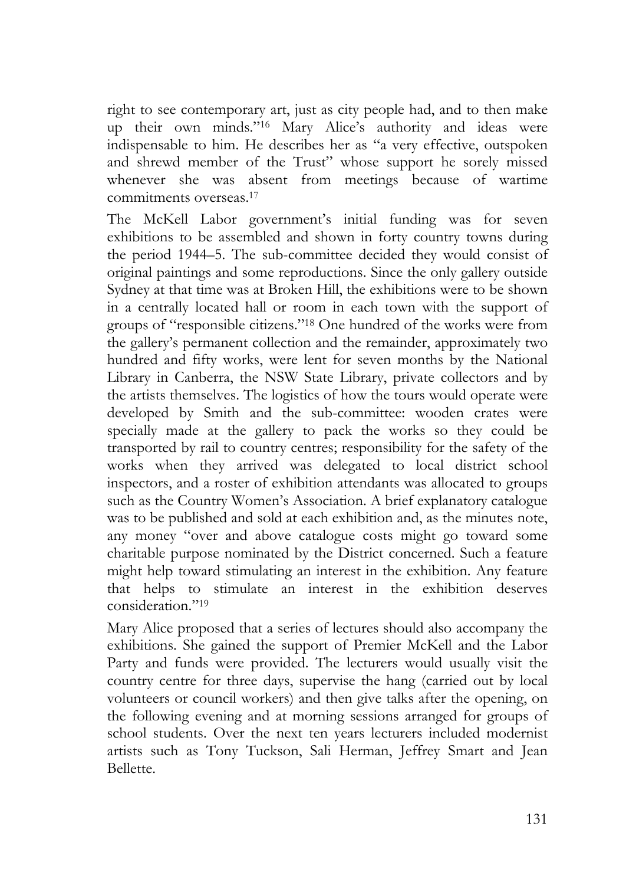right to see contemporary art, just as city people had, and to then make up their own minds."[16] Mary Alice's authority and ideas were indispensable to him. He describes her as "a very effective, outspoken and shrewd member of the Trust" whose support he sorely missed whenever she was absent from meetings because of wartime commitments overseas.[17]

The McKell Labor government's initial funding was for seven exhibitions to be assembled and shown in forty country towns during the period 1944–5. The sub-committee decided they would consist of original paintings and some reproductions. Since the only gallery outside Sydney at that time was at Broken Hill, the exhibitions were to be shown in a centrally located hall or room in each town with the support of groups of "responsible citizens."[18] One hundred of the works were from the gallery's permanent collection and the remainder, approximately two hundred and fifty works, were lent for seven months by the National Library in Canberra, the NSW State Library, private collectors and by the artists themselves. The logistics of how the tours would operate were developed by Smith and the sub-committee: wooden crates were specially made at the gallery to pack the works so they could be transported by rail to country centres; responsibility for the safety of the works when they arrived was delegated to local district school inspectors, and a roster of exhibition attendants was allocated to groups such as the Country Women's Association. A brief explanatory catalogue was to be published and sold at each exhibition and, as the minutes note, any money "over and above catalogue costs might go toward some charitable purpose nominated by the District concerned. Such a feature might help toward stimulating an interest in the exhibition. Any feature that helps to stimulate an interest in the exhibition deserves consideration."[19]

Mary Alice proposed that a series of lectures should also accompany the exhibitions. She gained the support of Premier McKell and the Labor Party and funds were provided. The lecturers would usually visit the country centre for three days, supervise the hang (carried out by local volunteers or council workers) and then give talks after the opening, on the following evening and at morning sessions arranged for groups of school students. Over the next ten years lecturers included modernist artists such as Tony Tuckson, Sali Herman, Jeffrey Smart and Jean Bellette.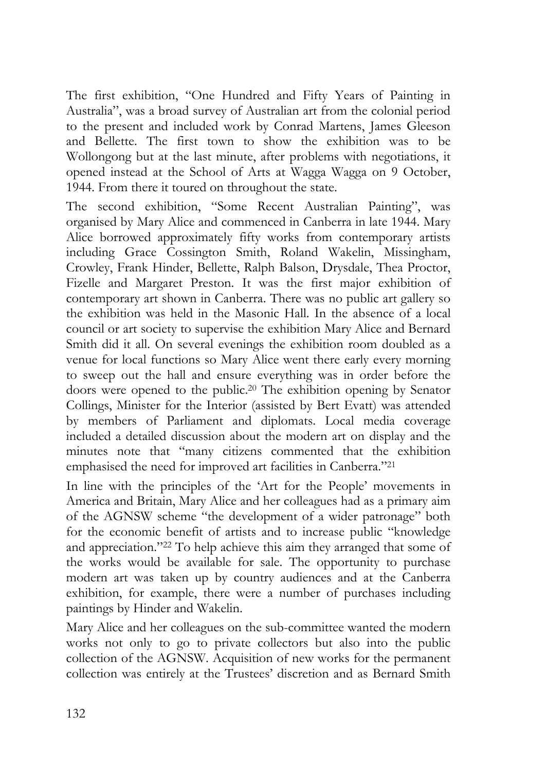The first exhibition, "One Hundred and Fifty Years of Painting in Australia", was a broad survey of Australian art from the colonial period to the present and included work by Conrad Martens, James Gleeson and Bellette. The first town to show the exhibition was to be Wollongong but at the last minute, after problems with negotiations, it opened instead at the School of Arts at Wagga Wagga on 9 October, 1944. From there it toured on throughout the state.

The second exhibition, "Some Recent Australian Painting", was organised by Mary Alice and commenced in Canberra in late 1944. Mary Alice borrowed approximately fifty works from contemporary artists including Grace Cossington Smith, Roland Wakelin, Missingham, Crowley, Frank Hinder, Bellette, Ralph Balson, Drysdale, Thea Proctor, Fizelle and Margaret Preston. It was the first major exhibition of contemporary art shown in Canberra. There was no public art gallery so the exhibition was held in the Masonic Hall. In the absence of a local council or art society to supervise the exhibition Mary Alice and Bernard Smith did it all. On several evenings the exhibition room doubled as a venue for local functions so Mary Alice went there early every morning to sweep out the hall and ensure everything was in order before the doors were opened to the public.[20] The exhibition opening by Senator Collings, Minister for the Interior (assisted by Bert Evatt) was attended by members of Parliament and diplomats. Local media coverage included a detailed discussion about the modern art on display and the minutes note that "many citizens commented that the exhibition emphasised the need for improved art facilities in Canberra."[21]

In line with the principles of the 'Art for the People' movements in America and Britain, Mary Alice and her colleagues had as a primary aim of the AGNSW scheme "the development of a wider patronage" both for the economic benefit of artists and to increase public "knowledge and appreciation."[22] To help achieve this aim they arranged that some of the works would be available for sale. The opportunity to purchase modern art was taken up by country audiences and at the Canberra exhibition, for example, there were a number of purchases including paintings by Hinder and Wakelin.

Mary Alice and her colleagues on the sub-committee wanted the modern works not only to go to private collectors but also into the public collection of the AGNSW. Acquisition of new works for the permanent collection was entirely at the Trustees' discretion and as Bernard Smith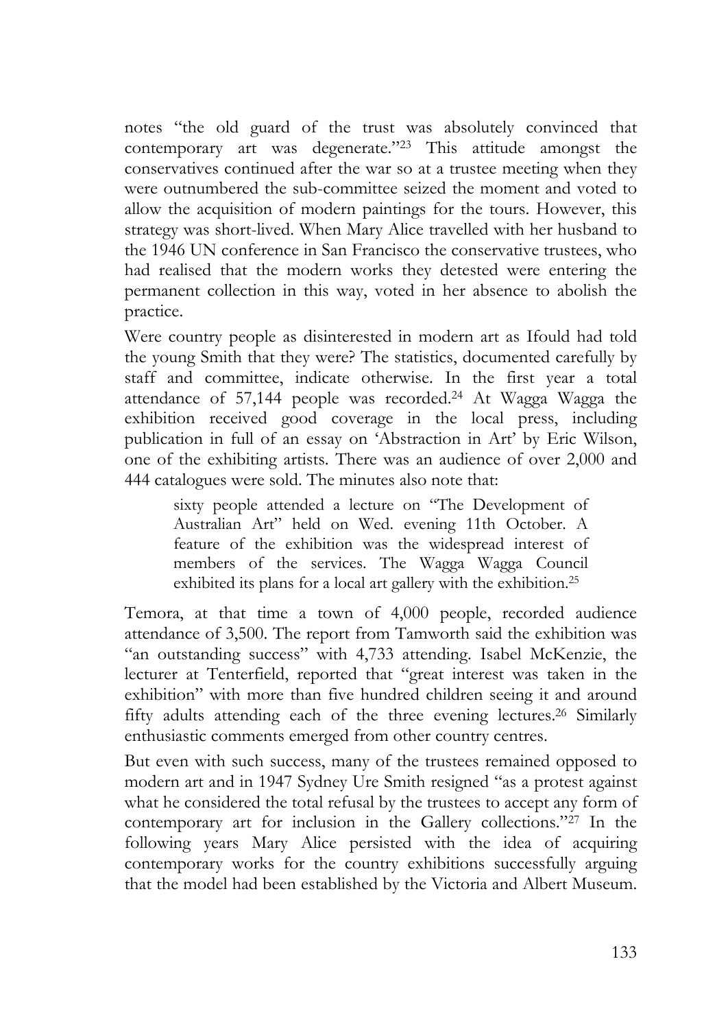notes "the old guard of the trust was absolutely convinced that contemporary art was degenerate."[23] This attitude amongst the conservatives continued after the war so at a trustee meeting when they were outnumbered the sub-committee seized the moment and voted to allow the acquisition of modern paintings for the tours. However, this strategy was short-lived. When Mary Alice travelled with her husband to the 1946 UN conference in San Francisco the conservative trustees, who had realised that the modern works they detested were entering the permanent collection in this way, voted in her absence to abolish the practice.

Were country people as disinterested in modern art as Ifould had told the young Smith that they were? The statistics, documented carefully by staff and committee, indicate otherwise. In the first year a total attendance of 57,144 people was recorded.[24] At Wagga Wagga the exhibition received good coverage in the local press, including publication in full of an essay on 'Abstraction in Art' by Eric Wilson, one of the exhibiting artists. There was an audience of over 2,000 and 444 catalogues were sold. The minutes also note that:

> sixty people attended a lecture on "The Development of Australian Art" held on Wed. evening 11th October. A feature of the exhibition was the widespread interest of members of the services. The Wagga Wagga Council exhibited its plans for a local art gallery with the exhibition.[25]

Temora, at that time a town of 4,000 people, recorded audience attendance of 3,500. The report from Tamworth said the exhibition was "an outstanding success" with 4,733 attending. Isabel McKenzie, the lecturer at Tenterfield, reported that "great interest was taken in the exhibition" with more than five hundred children seeing it and around fifty adults attending each of the three evening lectures.[26] Similarly enthusiastic comments emerged from other country centres.

But even with such success, many of the trustees remained opposed to modern art and in 1947 Sydney Ure Smith resigned "as a protest against what he considered the total refusal by the trustees to accept any form of contemporary art for inclusion in the Gallery collections."[27] In the following years Mary Alice persisted with the idea of acquiring contemporary works for the country exhibitions successfully arguing that the model had been established by the Victoria and Albert Museum.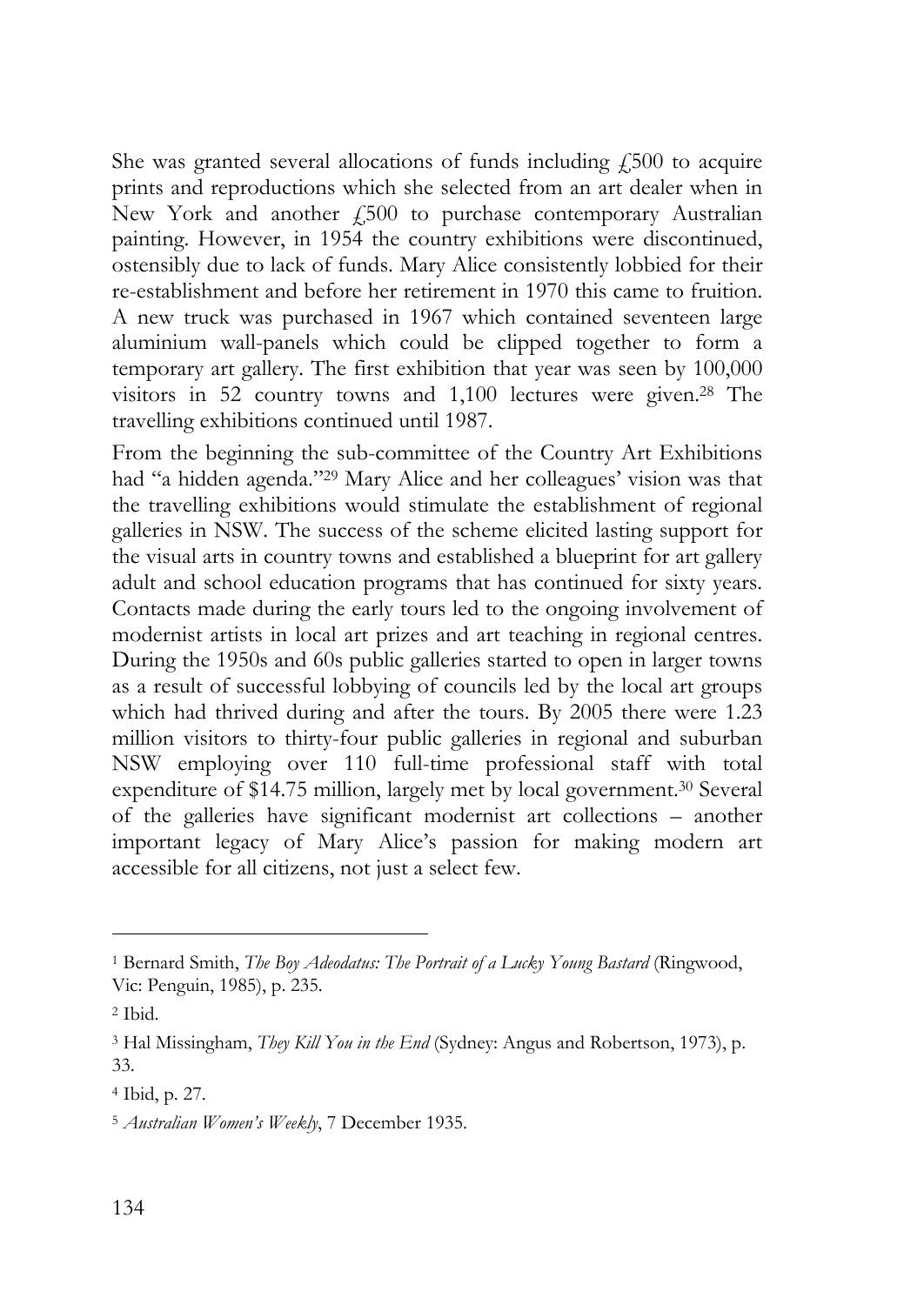She was granted several allocations of funds including £500 to acquire prints and reproductions which she selected from an art dealer when in New York and another £500 to purchase contemporary Australian painting. However, in 1954 the country exhibitions were discontinued, ostensibly due to lack of funds. Mary Alice consistently lobbied for their re-establishment and before her retirement in 1970 this came to fruition. A new truck was purchased in 1967 which contained seventeen large aluminium wall-panels which could be clipped together to form a temporary art gallery. The first exhibition that year was seen by 100,000 visitors in 52 country towns and 1,100 lectures were given.[28] The travelling exhibitions continued until 1987.

From the beginning the sub-committee of the Country Art Exhibitions had "a hidden agenda."[29] Mary Alice and her colleagues' vision was that the travelling exhibitions would stimulate the establishment of regional galleries in NSW. The success of the scheme elicited lasting support for the visual arts in country towns and established a blueprint for art gallery adult and school education programs that has continued for sixty years. Contacts made during the early tours led to the ongoing involvement of modernist artists in local art prizes and art teaching in regional centres. During the 1950s and 60s public galleries started to open in larger towns as a result of successful lobbying of councils led by the local art groups which had thrived during and after the tours. By 2005 there were 1.23 million visitors to thirty-four public galleries in regional and suburban NSW employing over 110 full-time professional staff with total expenditure of $14.75 million, largely met by local government.[30] Several of the galleries have significant modernist art collections – another important legacy of Mary Alice's passion for making modern art accessible for all citizens, not just a select few.

---

[1] Bernard Smith, *The Boy Adeodatus: The Portrait of a Lucky Young Bastard* (Ringwood, Vic: Penguin, 1985), p. 235.

[2] Ibid.

[3] Hal Missingham, *They Kill You in the End* (Sydney: Angus and Robertson, 1973), p. 33.

[4] Ibid, p. 27.

[5] *Australian Women's Weekly*, 7 December 1935.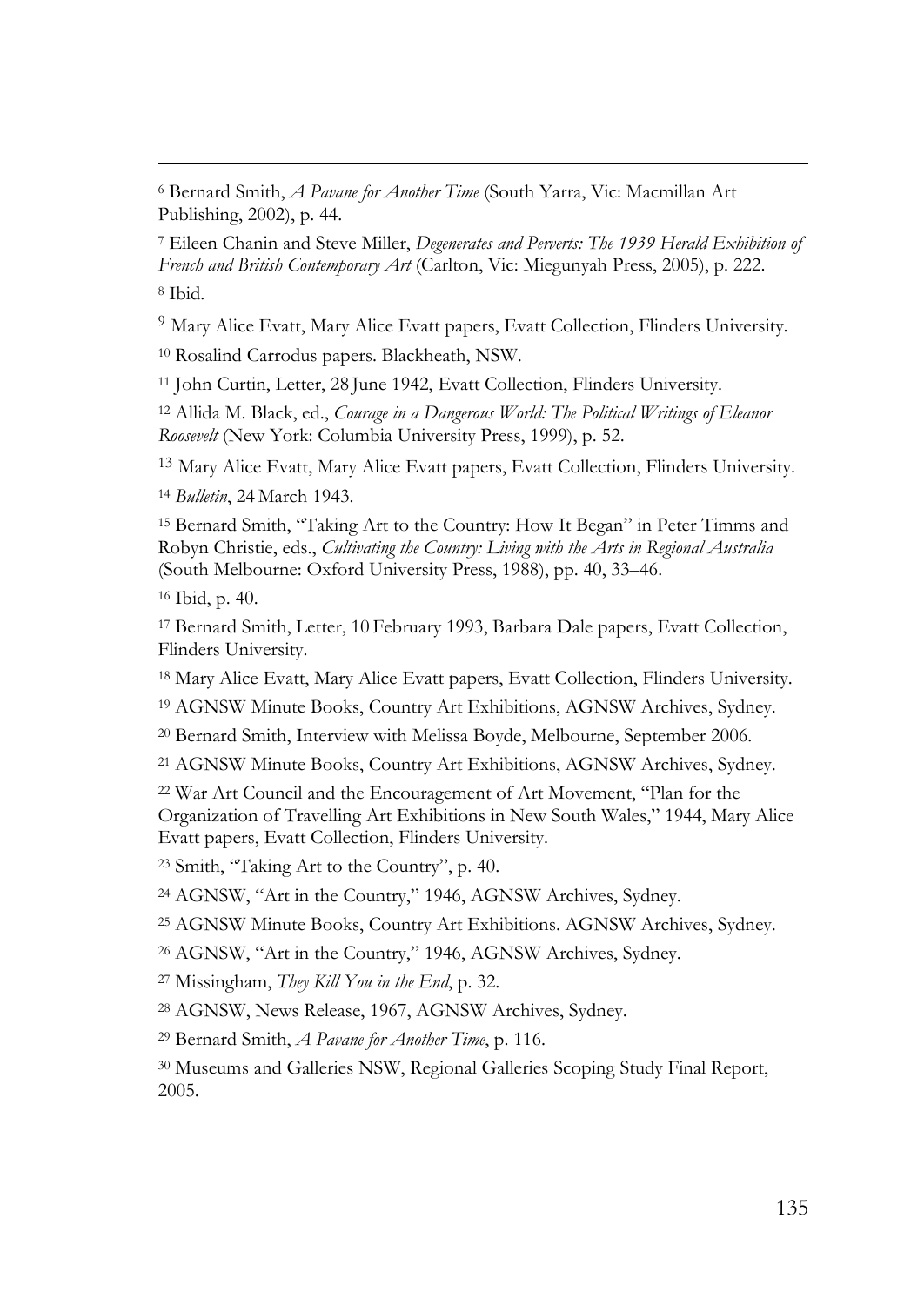[6] Bernard Smith, *A Pavane for Another Time* (South Yarra, Vic: Macmillan Art Publishing, 2002), p. 44.

[7] Eileen Chanin and Steve Miller, *Degenerates and Perverts: The 1939 Herald Exhibition of French and British Contemporary Art* (Carlton, Vic: Miegunyah Press, 2005), p. 222.

[8] Ibid.

[9] Mary Alice Evatt, Mary Alice Evatt papers, Evatt Collection, Flinders University.

[10] Rosalind Carrodus papers. Blackheath, NSW.

[11] John Curtin, Letter, 28 June 1942, Evatt Collection, Flinders University.

[12] Allida M. Black, ed., *Courage in a Dangerous World: The Political Writings of Eleanor Roosevelt* (New York: Columbia University Press, 1999), p. 52.

[13] Mary Alice Evatt, Mary Alice Evatt papers, Evatt Collection, Flinders University.

[14] *Bulletin*, 24 March 1943.

[15] Bernard Smith, "Taking Art to the Country: How It Began" in Peter Timms and Robyn Christie, eds., *Cultivating the Country: Living with the Arts in Regional Australia* (South Melbourne: Oxford University Press, 1988), pp. 40, 33–46.

[16] Ibid, p. 40.

[17] Bernard Smith, Letter, 10 February 1993, Barbara Dale papers, Evatt Collection, Flinders University.

[18] Mary Alice Evatt, Mary Alice Evatt papers, Evatt Collection, Flinders University.

[19] AGNSW Minute Books, Country Art Exhibitions, AGNSW Archives, Sydney.

[20] Bernard Smith, Interview with Melissa Boyde, Melbourne, September 2006.

[21] AGNSW Minute Books, Country Art Exhibitions, AGNSW Archives, Sydney.

[22] War Art Council and the Encouragement of Art Movement, "Plan for the Organization of Travelling Art Exhibitions in New South Wales," 1944, Mary Alice Evatt papers, Evatt Collection, Flinders University.

[23] Smith, "Taking Art to the Country", p. 40.

[24] AGNSW, "Art in the Country," 1946, AGNSW Archives, Sydney.

[25] AGNSW Minute Books, Country Art Exhibitions. AGNSW Archives, Sydney.

[26] AGNSW, "Art in the Country," 1946, AGNSW Archives, Sydney.

[27] Missingham, *They Kill You in the End*, p. 32.

[28] AGNSW, News Release, 1967, AGNSW Archives, Sydney.

[29] Bernard Smith, *A Pavane for Another Time*, p. 116.

[30] Museums and Galleries NSW, Regional Galleries Scoping Study Final Report, 2005.